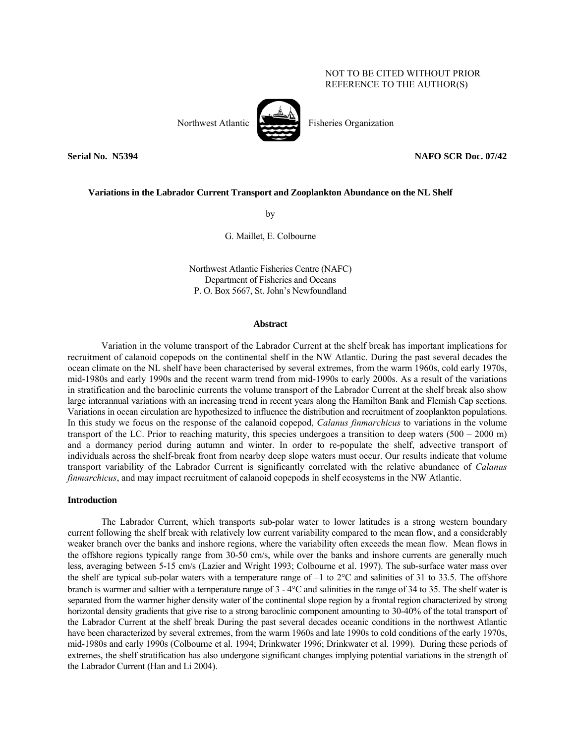NOT TO BE CITED WITHOUT PRIOR REFERENCE TO THE AUTHOR(S)

Northwest Atlantic Fisheries Organization

**Serial No. N5394** **NAFO SCR Doc. 07/42**

**Variations in the Labrador Current Transport and Zooplankton Abundance on the NL Shelf**

by

G. Maillet, E. Colbourne

Northwest Atlantic Fisheries Centre (NAFC)
Department of Fisheries and Oceans
P. O. Box 5667, St. John's Newfoundland

**Abstract**

Variation in the volume transport of the Labrador Current at the shelf break has important implications for recruitment of calanoid copepods on the continental shelf in the NW Atlantic. During the past several decades the ocean climate on the NL shelf have been characterised by several extremes, from the warm 1960s, cold early 1970s, mid-1980s and early 1990s and the recent warm trend from mid-1990s to early 2000s. As a result of the variations in stratification and the baroclinic currents the volume transport of the Labrador Current at the shelf break also show large interannual variations with an increasing trend in recent years along the Hamilton Bank and Flemish Cap sections. Variations in ocean circulation are hypothesized to influence the distribution and recruitment of zooplankton populations. In this study we focus on the response of the calanoid copepod, *Calanus finmarchicus* to variations in the volume transport of the LC. Prior to reaching maturity, this species undergoes a transition to deep waters (500 – 2000 m) and a dormancy period during autumn and winter. In order to re-populate the shelf, advective transport of individuals across the shelf-break front from nearby deep slope waters must occur. Our results indicate that volume transport variability of the Labrador Current is significantly correlated with the relative abundance of *Calanus finmarchicus*, and may impact recruitment of calanoid copepods in shelf ecosystems in the NW Atlantic.

**Introduction**

The Labrador Current, which transports sub-polar water to lower latitudes is a strong western boundary current following the shelf break with relatively low current variability compared to the mean flow, and a considerably weaker branch over the banks and inshore regions, where the variability often exceeds the mean flow. Mean flows in the offshore regions typically range from 30-50 cm/s, while over the banks and inshore currents are generally much less, averaging between 5-15 cm/s (Lazier and Wright 1993; Colbourne et al. 1997). The sub-surface water mass over the shelf are typical sub-polar waters with a temperature range of –1 to 2°C and salinities of 31 to 33.5. The offshore branch is warmer and saltier with a temperature range of 3 - 4°C and salinities in the range of 34 to 35. The shelf water is separated from the warmer higher density water of the continental slope region by a frontal region characterized by strong horizontal density gradients that give rise to a strong baroclinic component amounting to 30-40% of the total transport of the Labrador Current at the shelf break During the past several decades oceanic conditions in the northwest Atlantic have been characterized by several extremes, from the warm 1960s and late 1990s to cold conditions of the early 1970s, mid-1980s and early 1990s (Colbourne et al. 1994; Drinkwater 1996; Drinkwater et al. 1999). During these periods of extremes, the shelf stratification has also undergone significant changes implying potential variations in the strength of the Labrador Current (Han and Li 2004).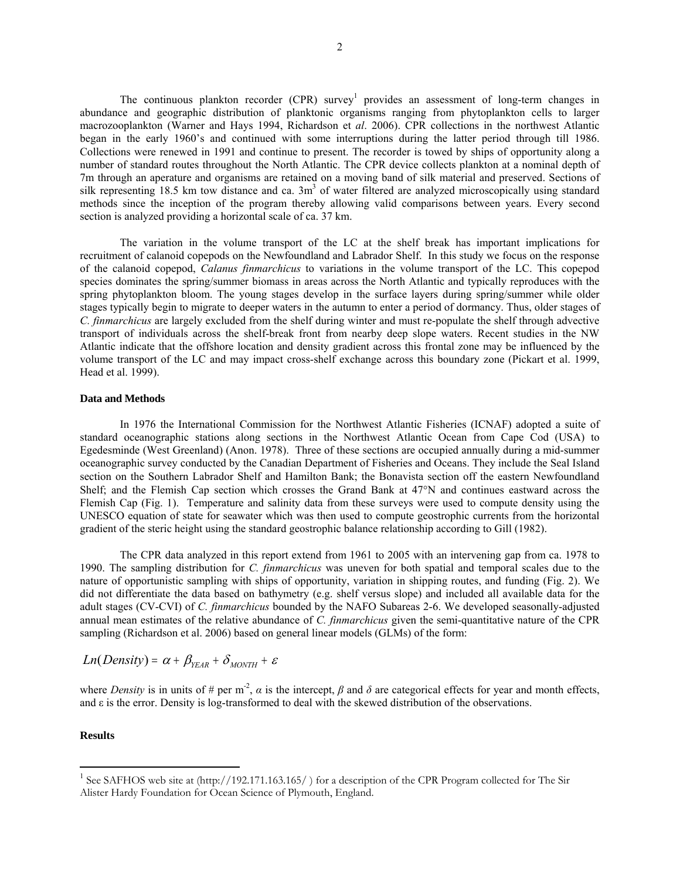The continuous plankton recorder (CPR) survey[1] provides an assessment of long-term changes in abundance and geographic distribution of planktonic organisms ranging from phytoplankton cells to larger macrozooplankton (Warner and Hays 1994, Richardson et *al*. 2006). CPR collections in the northwest Atlantic began in the early 1960's and continued with some interruptions during the latter period through till 1986. Collections were renewed in 1991 and continue to present. The recorder is towed by ships of opportunity along a number of standard routes throughout the North Atlantic. The CPR device collects plankton at a nominal depth of 7m through an aperature and organisms are retained on a moving band of silk material and preserved. Sections of silk representing 18.5 km tow distance and ca. $3m^3$ of water filtered are analyzed microscopically using standard methods since the inception of the program thereby allowing valid comparisons between years. Every second section is analyzed providing a horizontal scale of ca. 37 km.

The variation in the volume transport of the LC at the shelf break has important implications for recruitment of calanoid copepods on the Newfoundland and Labrador Shelf. In this study we focus on the response of the calanoid copepod, *Calanus finmarchicus* to variations in the volume transport of the LC. This copepod species dominates the spring/summer biomass in areas across the North Atlantic and typically reproduces with the spring phytoplankton bloom. The young stages develop in the surface layers during spring/summer while older stages typically begin to migrate to deeper waters in the autumn to enter a period of dormancy. Thus, older stages of *C. finmarchicus* are largely excluded from the shelf during winter and must re-populate the shelf through advective transport of individuals across the shelf-break front from nearby deep slope waters. Recent studies in the NW Atlantic indicate that the offshore location and density gradient across this frontal zone may be influenced by the volume transport of the LC and may impact cross-shelf exchange across this boundary zone (Pickart et al. 1999, Head et al. 1999).

## Data and Methods

In 1976 the International Commission for the Northwest Atlantic Fisheries (ICNAF) adopted a suite of standard oceanographic stations along sections in the Northwest Atlantic Ocean from Cape Cod (USA) to Egedesminde (West Greenland) (Anon. 1978). Three of these sections are occupied annually during a mid-summer oceanographic survey conducted by the Canadian Department of Fisheries and Oceans. They include the Seal Island section on the Southern Labrador Shelf and Hamilton Bank; the Bonavista section off the eastern Newfoundland Shelf; and the Flemish Cap section which crosses the Grand Bank at 47°N and continues eastward across the Flemish Cap (Fig. 1). Temperature and salinity data from these surveys were used to compute density using the UNESCO equation of state for seawater which was then used to compute geostrophic currents from the horizontal gradient of the steric height using the standard geostrophic balance relationship according to Gill (1982).

The CPR data analyzed in this report extend from 1961 to 2005 with an intervening gap from ca. 1978 to 1990. The sampling distribution for *C. finmarchicus* was uneven for both spatial and temporal scales due to the nature of opportunistic sampling with ships of opportunity, variation in shipping routes, and funding (Fig. 2). We did not differentiate the data based on bathymetry (e.g. shelf versus slope) and included all available data for the adult stages (CV-CVI) of *C. finmarchicus* bounded by the NAFO Subareas 2-6. We developed seasonally-adjusted annual mean estimates of the relative abundance of *C. finmarchicus* given the semi-quantitative nature of the CPR sampling (Richardson et al. 2006) based on general linear models (GLMs) of the form:

$$Ln(Density) = \alpha + \beta_{YEAR} + \delta_{MONTH} + \varepsilon$$

where *Density* is in units of # per $m^{-2}$, $\alpha$ is the intercept, $\beta$ and $\delta$ are categorical effects for year and month effects, and $\varepsilon$ is the error. Density is log-transformed to deal with the skewed distribution of the observations.

## Results

[1] See SAFHOS web site at (http://192.171.163.165/ ) for a description of the CPR Program collected for The Sir Alister Hardy Foundation for Ocean Science of Plymouth, England.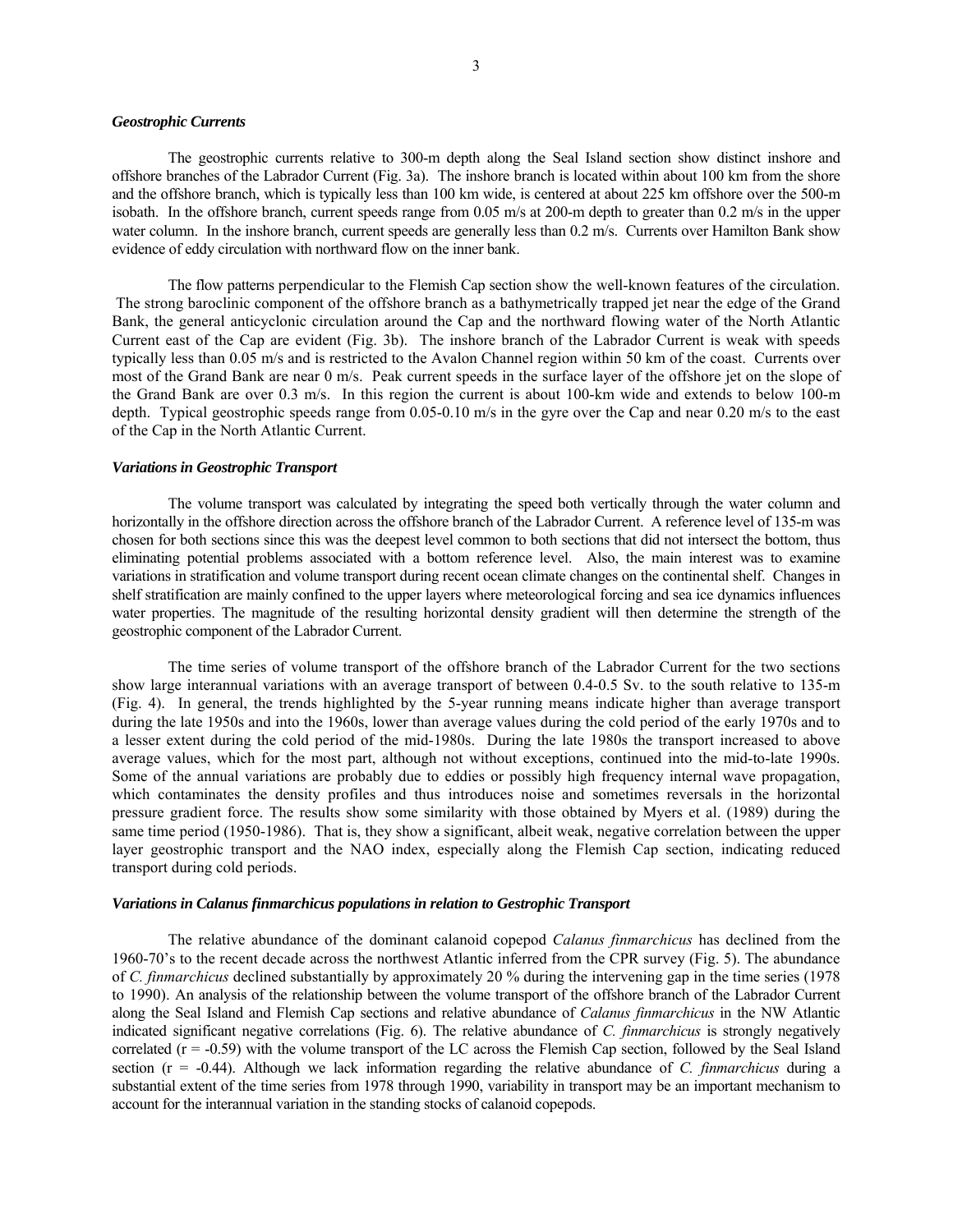### *Geostrophic Currents*

The geostrophic currents relative to 300-m depth along the Seal Island section show distinct inshore and offshore branches of the Labrador Current (Fig. 3a). The inshore branch is located within about 100 km from the shore and the offshore branch, which is typically less than 100 km wide, is centered at about 225 km offshore over the 500-m isobath. In the offshore branch, current speeds range from 0.05 m/s at 200-m depth to greater than 0.2 m/s in the upper water column. In the inshore branch, current speeds are generally less than 0.2 m/s. Currents over Hamilton Bank show evidence of eddy circulation with northward flow on the inner bank.

The flow patterns perpendicular to the Flemish Cap section show the well-known features of the circulation. The strong baroclinic component of the offshore branch as a bathymetrically trapped jet near the edge of the Grand Bank, the general anticyclonic circulation around the Cap and the northward flowing water of the North Atlantic Current east of the Cap are evident (Fig. 3b). The inshore branch of the Labrador Current is weak with speeds typically less than 0.05 m/s and is restricted to the Avalon Channel region within 50 km of the coast. Currents over most of the Grand Bank are near 0 m/s. Peak current speeds in the surface layer of the offshore jet on the slope of the Grand Bank are over 0.3 m/s. In this region the current is about 100-km wide and extends to below 100-m depth. Typical geostrophic speeds range from 0.05-0.10 m/s in the gyre over the Cap and near 0.20 m/s to the east of the Cap in the North Atlantic Current.

### *Variations in Geostrophic Transport*

The volume transport was calculated by integrating the speed both vertically through the water column and horizontally in the offshore direction across the offshore branch of the Labrador Current. A reference level of 135-m was chosen for both sections since this was the deepest level common to both sections that did not intersect the bottom, thus eliminating potential problems associated with a bottom reference level. Also, the main interest was to examine variations in stratification and volume transport during recent ocean climate changes on the continental shelf. Changes in shelf stratification are mainly confined to the upper layers where meteorological forcing and sea ice dynamics influences water properties. The magnitude of the resulting horizontal density gradient will then determine the strength of the geostrophic component of the Labrador Current.

The time series of volume transport of the offshore branch of the Labrador Current for the two sections show large interannual variations with an average transport of between 0.4-0.5 Sv. to the south relative to 135-m (Fig. 4). In general, the trends highlighted by the 5-year running means indicate higher than average transport during the late 1950s and into the 1960s, lower than average values during the cold period of the early 1970s and to a lesser extent during the cold period of the mid-1980s. During the late 1980s the transport increased to above average values, which for the most part, although not without exceptions, continued into the mid-to-late 1990s. Some of the annual variations are probably due to eddies or possibly high frequency internal wave propagation, which contaminates the density profiles and thus introduces noise and sometimes reversals in the horizontal pressure gradient force. The results show some similarity with those obtained by Myers et al. (1989) during the same time period (1950-1986). That is, they show a significant, albeit weak, negative correlation between the upper layer geostrophic transport and the NAO index, especially along the Flemish Cap section, indicating reduced transport during cold periods.

### *Variations in Calanus finmarchicus populations in relation to Gestrophic Transport*

The relative abundance of the dominant calanoid copepod *Calanus finmarchicus* has declined from the 1960-70's to the recent decade across the northwest Atlantic inferred from the CPR survey (Fig. 5). The abundance of *C. finmarchicus* declined substantially by approximately 20 % during the intervening gap in the time series (1978 to 1990). An analysis of the relationship between the volume transport of the offshore branch of the Labrador Current along the Seal Island and Flemish Cap sections and relative abundance of *Calanus finmarchicus* in the NW Atlantic indicated significant negative correlations (Fig. 6). The relative abundance of *C. finmarchicus* is strongly negatively correlated ($r = -0.59$) with the volume transport of the LC across the Flemish Cap section, followed by the Seal Island section ($r = -0.44$). Although we lack information regarding the relative abundance of *C. finmarchicus* during a substantial extent of the time series from 1978 through 1990, variability in transport may be an important mechanism to account for the interannual variation in the standing stocks of calanoid copepods.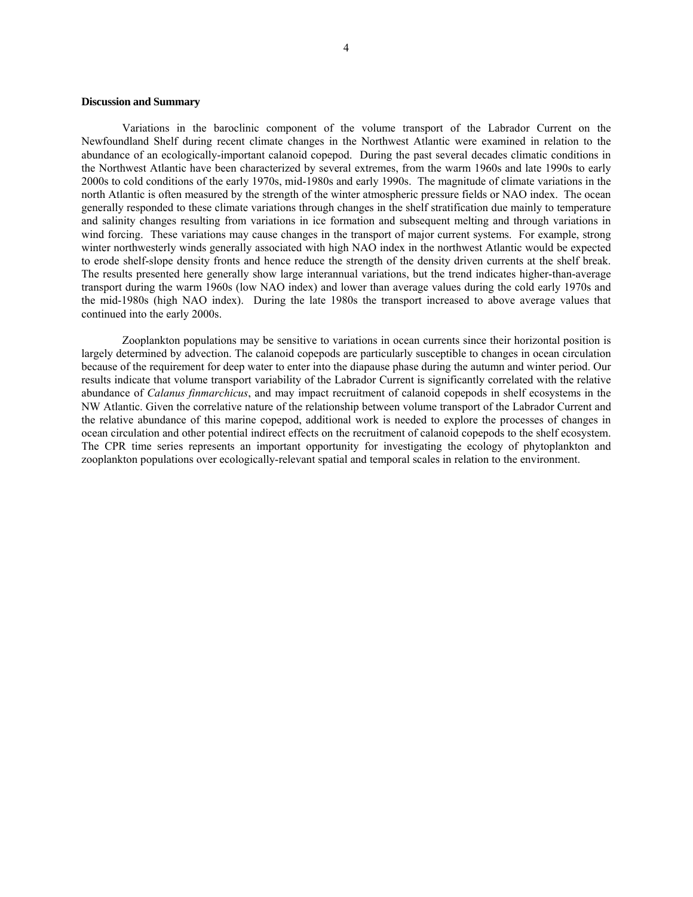**Discussion and Summary**

Variations in the baroclinic component of the volume transport of the Labrador Current on the Newfoundland Shelf during recent climate changes in the Northwest Atlantic were examined in relation to the abundance of an ecologically-important calanoid copepod. During the past several decades climatic conditions in the Northwest Atlantic have been characterized by several extremes, from the warm 1960s and late 1990s to early 2000s to cold conditions of the early 1970s, mid-1980s and early 1990s. The magnitude of climate variations in the north Atlantic is often measured by the strength of the winter atmospheric pressure fields or NAO index. The ocean generally responded to these climate variations through changes in the shelf stratification due mainly to temperature and salinity changes resulting from variations in ice formation and subsequent melting and through variations in wind forcing. These variations may cause changes in the transport of major current systems. For example, strong winter northwesterly winds generally associated with high NAO index in the northwest Atlantic would be expected to erode shelf-slope density fronts and hence reduce the strength of the density driven currents at the shelf break. The results presented here generally show large interannual variations, but the trend indicates higher-than-average transport during the warm 1960s (low NAO index) and lower than average values during the cold early 1970s and the mid-1980s (high NAO index). During the late 1980s the transport increased to above average values that continued into the early 2000s.

Zooplankton populations may be sensitive to variations in ocean currents since their horizontal position is largely determined by advection. The calanoid copepods are particularly susceptible to changes in ocean circulation because of the requirement for deep water to enter into the diapause phase during the autumn and winter period. Our results indicate that volume transport variability of the Labrador Current is significantly correlated with the relative abundance of *Calanus finmarchicus*, and may impact recruitment of calanoid copepods in shelf ecosystems in the NW Atlantic. Given the correlative nature of the relationship between volume transport of the Labrador Current and the relative abundance of this marine copepod, additional work is needed to explore the processes of changes in ocean circulation and other potential indirect effects on the recruitment of calanoid copepods to the shelf ecosystem. The CPR time series represents an important opportunity for investigating the ecology of phytoplankton and zooplankton populations over ecologically-relevant spatial and temporal scales in relation to the environment.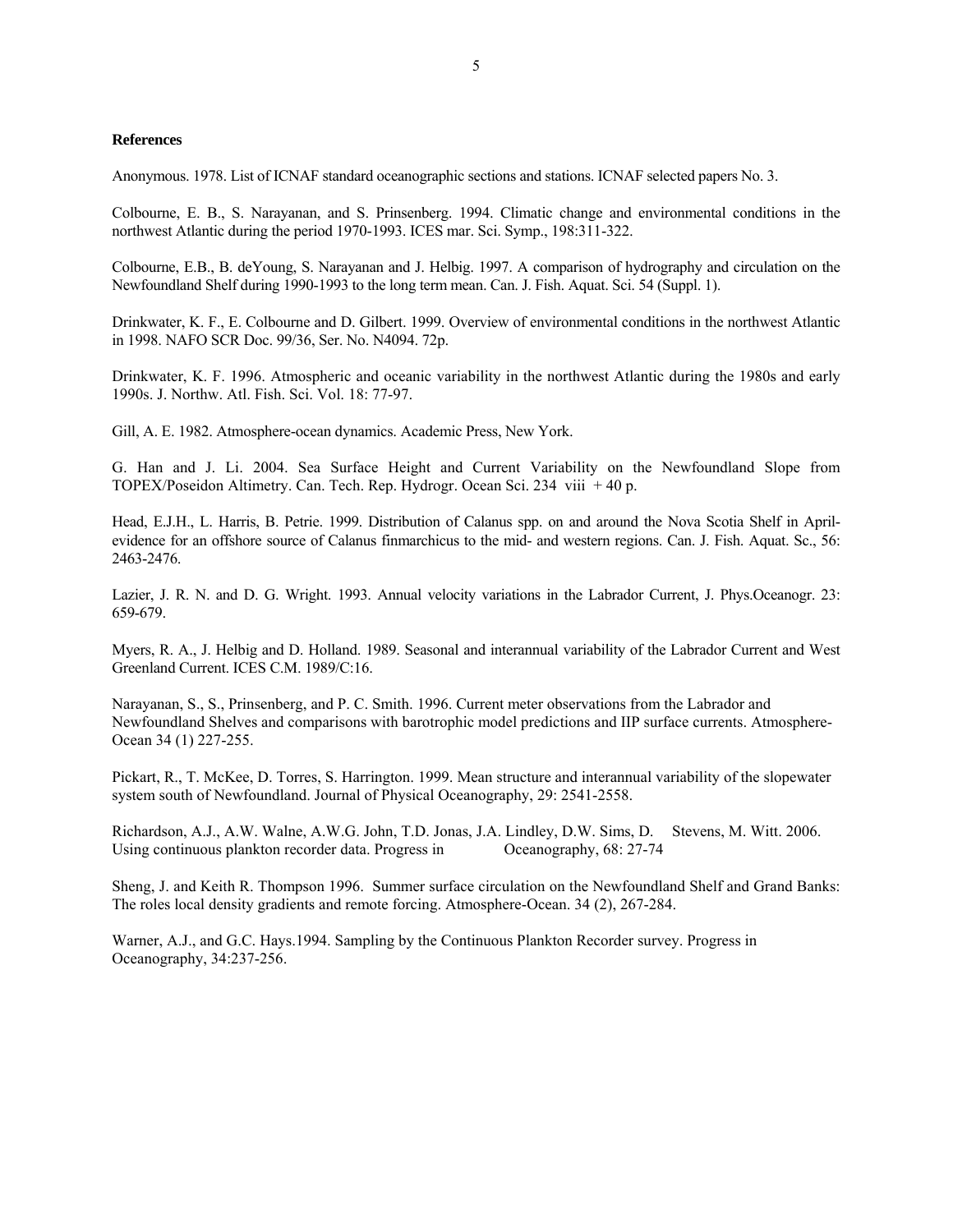**References**

Anonymous. 1978. List of ICNAF standard oceanographic sections and stations. ICNAF selected papers No. 3.

Colbourne, E. B., S. Narayanan, and S. Prinsenberg. 1994. Climatic change and environmental conditions in the northwest Atlantic during the period 1970-1993. ICES mar. Sci. Symp., 198:311-322.

Colbourne, E.B., B. deYoung, S. Narayanan and J. Helbig. 1997. A comparison of hydrography and circulation on the Newfoundland Shelf during 1990-1993 to the long term mean. Can. J. Fish. Aquat. Sci. 54 (Suppl. 1).

Drinkwater, K. F., E. Colbourne and D. Gilbert. 1999. Overview of environmental conditions in the northwest Atlantic in 1998. NAFO SCR Doc. 99/36, Ser. No. N4094. 72p.

Drinkwater, K. F. 1996. Atmospheric and oceanic variability in the northwest Atlantic during the 1980s and early 1990s. J. Northw. Atl. Fish. Sci. Vol. 18: 77-97.

Gill, A. E. 1982. Atmosphere-ocean dynamics. Academic Press, New York.

G. Han and J. Li. 2004. Sea Surface Height and Current Variability on the Newfoundland Slope from TOPEX/Poseidon Altimetry. Can. Tech. Rep. Hydrogr. Ocean Sci. 234 viii + 40 p.

Head, E.J.H., L. Harris, B. Petrie. 1999. Distribution of Calanus spp. on and around the Nova Scotia Shelf in April-evidence for an offshore source of Calanus finmarchicus to the mid- and western regions. Can. J. Fish. Aquat. Sc., 56: 2463-2476.

Lazier, J. R. N. and D. G. Wright. 1993. Annual velocity variations in the Labrador Current, J. Phys.Oceanogr. 23: 659-679.

Myers, R. A., J. Helbig and D. Holland. 1989. Seasonal and interannual variability of the Labrador Current and West Greenland Current. ICES C.M. 1989/C:16.

Narayanan, S., S., Prinsenberg, and P. C. Smith. 1996. Current meter observations from the Labrador and Newfoundland Shelves and comparisons with barotrophic model predictions and IIP surface currents. Atmosphere-Ocean 34 (1) 227-255.

Pickart, R., T. McKee, D. Torres, S. Harrington. 1999. Mean structure and interannual variability of the slopewater system south of Newfoundland. Journal of Physical Oceanography, 29: 2541-2558.

Richardson, A.J., A.W. Walne, A.W.G. John, T.D. Jonas, J.A. Lindley, D.W. Sims, D. Stevens, M. Witt. 2006. Using continuous plankton recorder data. Progress in Oceanography, 68: 27-74

Sheng, J. and Keith R. Thompson 1996. Summer surface circulation on the Newfoundland Shelf and Grand Banks: The roles local density gradients and remote forcing. Atmosphere-Ocean. 34 (2), 267-284.

Warner, A.J., and G.C. Hays.1994. Sampling by the Continuous Plankton Recorder survey. Progress in Oceanography, 34:237-256.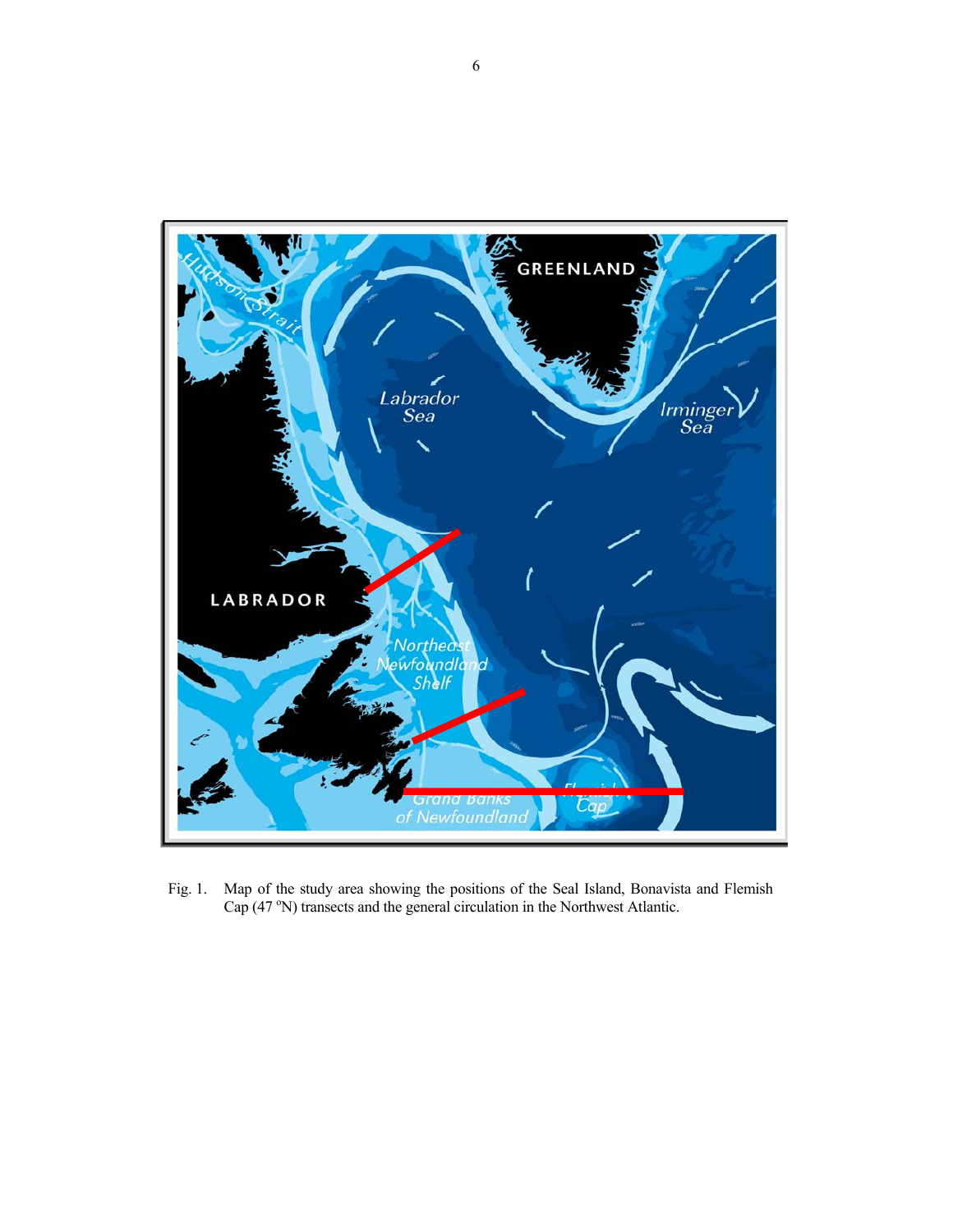Fig. 1. Map of the study area showing the positions of the Seal Island, Bonavista and Flemish Cap (47 $^{o}$N) transects and the general circulation in the Northwest Atlantic.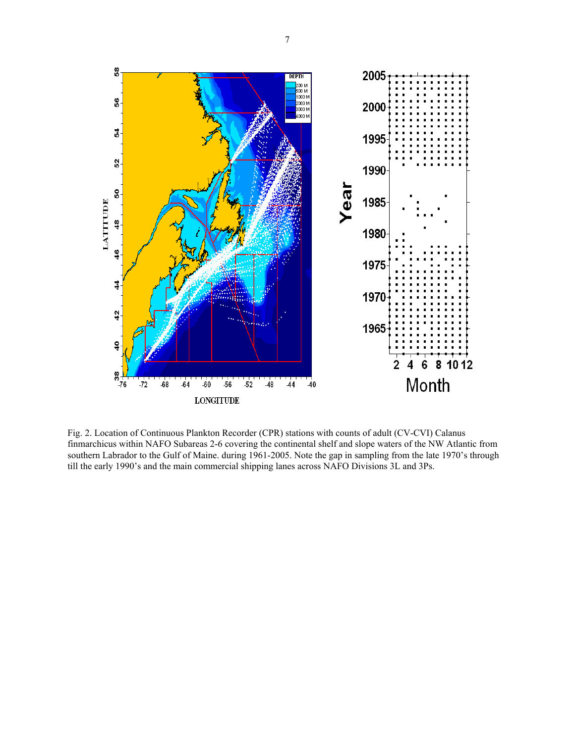Fig. 2. Location of Continuous Plankton Recorder (CPR) stations with counts of adult (CV-CVI) Calanus finmarchicus within NAFO Subareas 2-6 covering the continental shelf and slope waters of the NW Atlantic from southern Labrador to the Gulf of Maine. during 1961-2005. Note the gap in sampling from the late 1970's through till the early 1990's and the main commercial shipping lanes across NAFO Divisions 3L and 3Ps.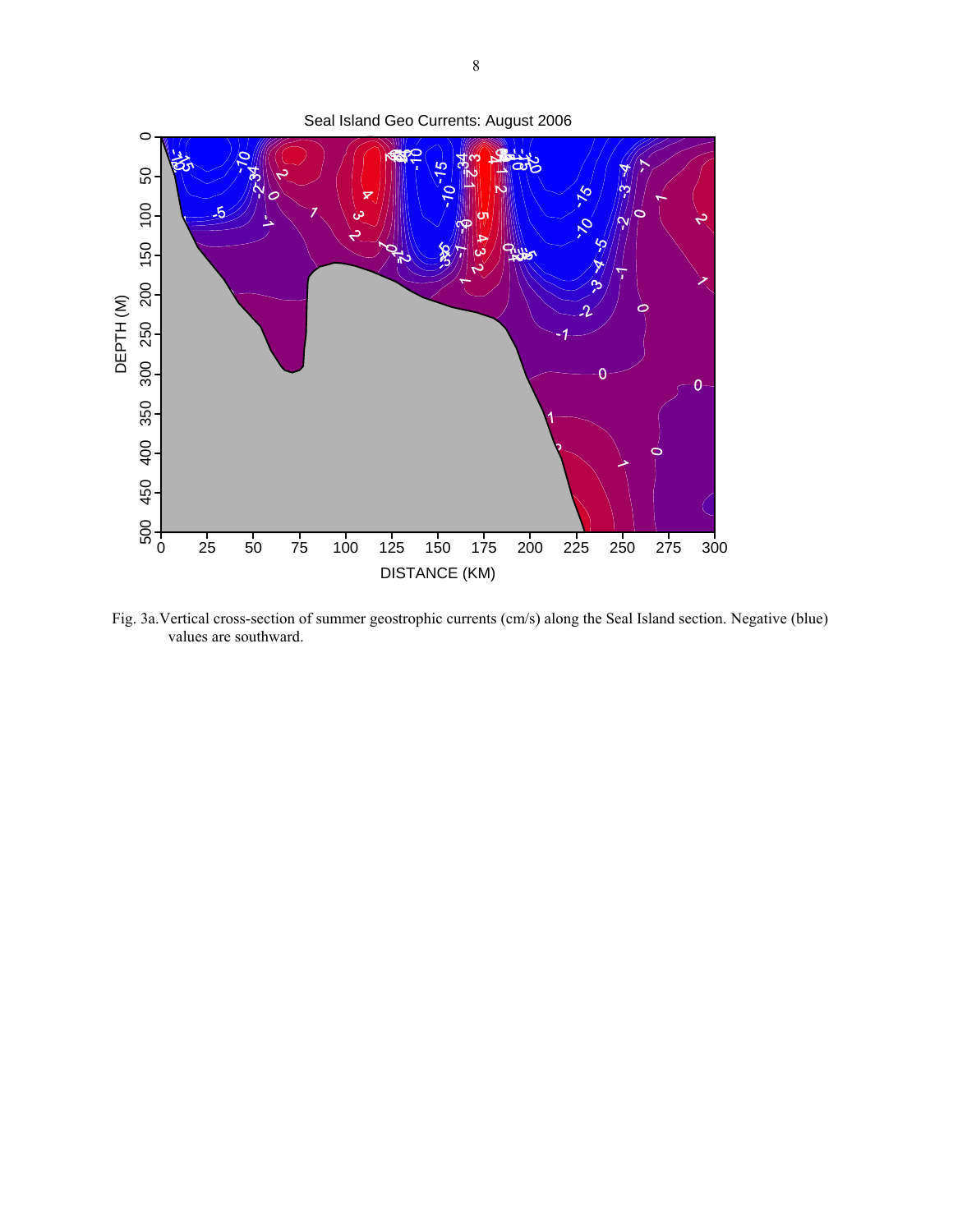Fig. 3a.Vertical cross-section of summer geostrophic currents (cm/s) along the Seal Island section. Negative (blue) values are southward.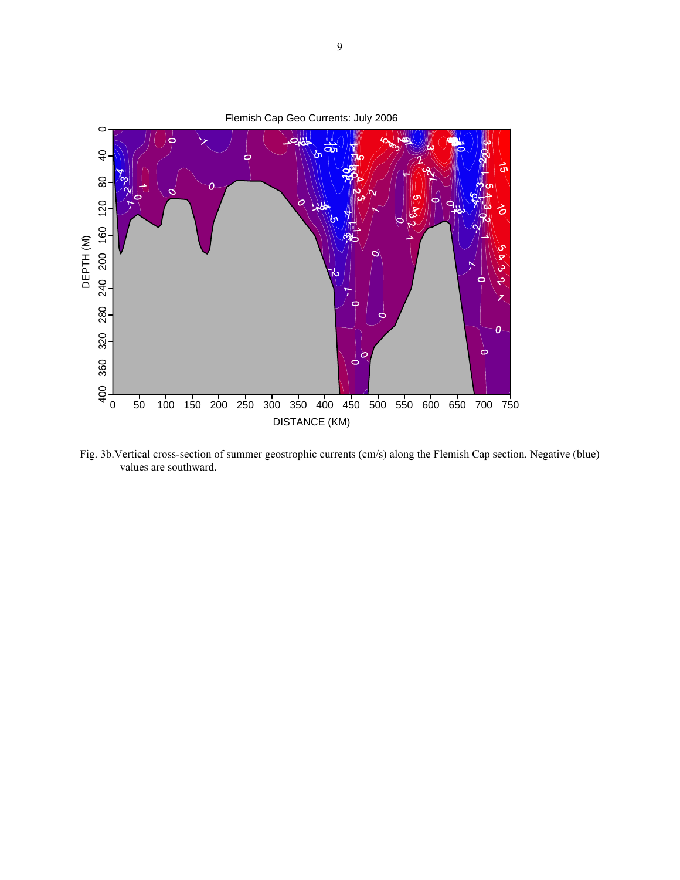Fig. 3b.Vertical cross-section of summer geostrophic currents (cm/s) along the Flemish Cap section. Negative (blue) values are southward.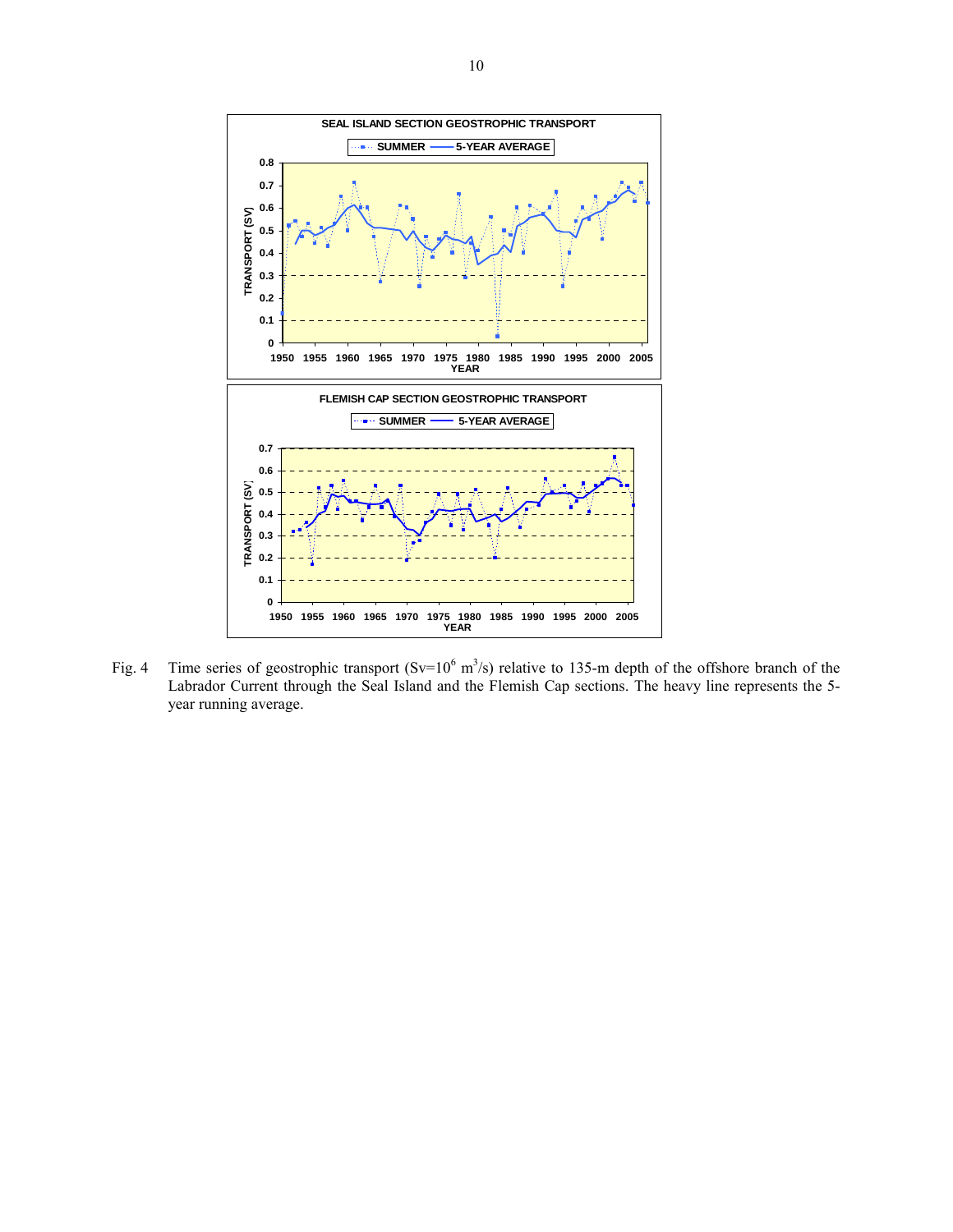Fig. 4 Time series of geostrophic transport (Sv=$10^6$ $m^3/s$) relative to 135-m depth of the offshore branch of the Labrador Current through the Seal Island and the Flemish Cap sections. The heavy line represents the 5-year running average.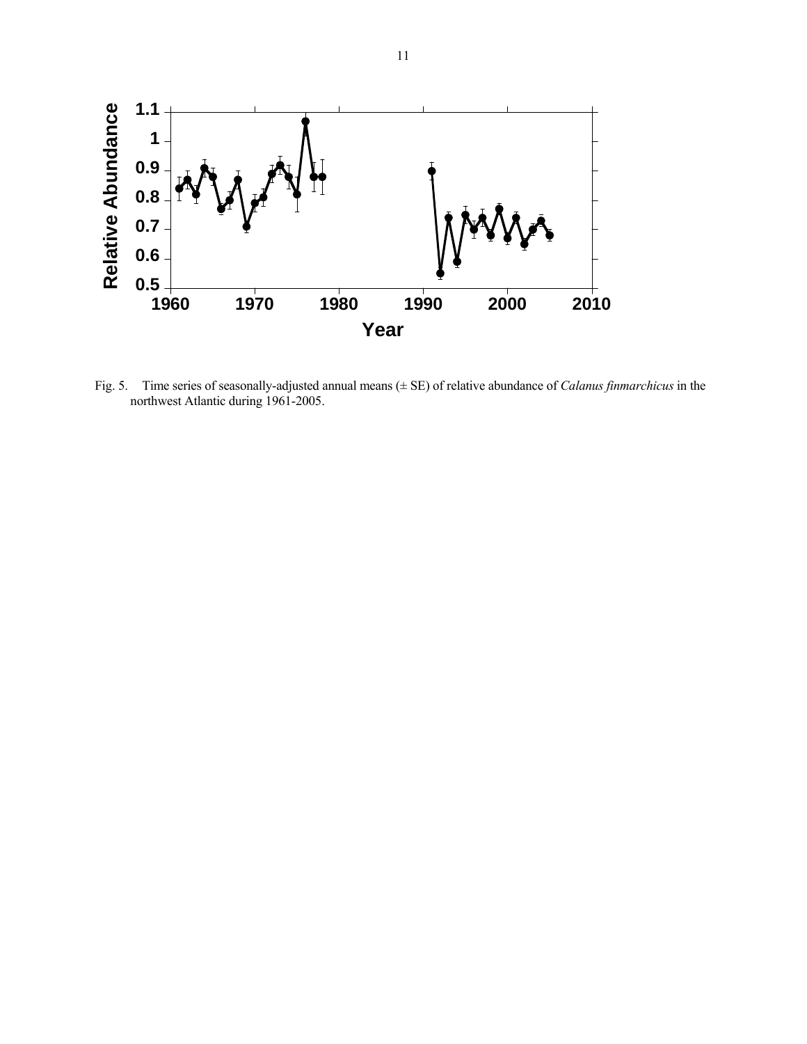Fig. 5. Time series of seasonally-adjusted annual means (± SE) of relative abundance of *Calanus finmarchicus* in the northwest Atlantic during 1961-2005.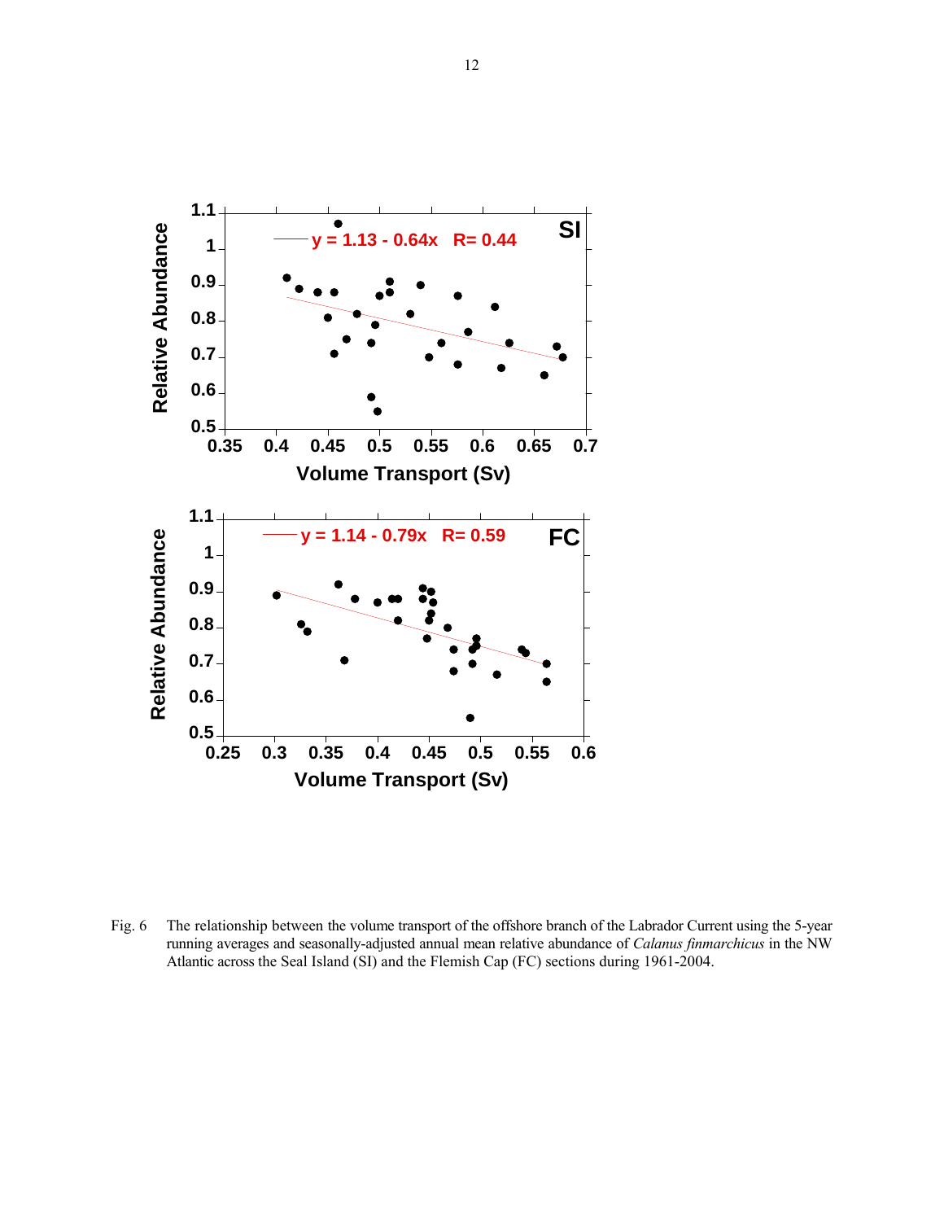SI

y = 1.13 - 0.64x   R= 0.44

Relative Abundance

1.1
1
0.9
0.8
0.7
0.6
0.5

0.35 0.4 0.45 0.5 0.55 0.6 0.65 0.7

Volume Transport (Sv)

FC

y = 1.14 - 0.79x   R= 0.59

Relative Abundance

1.1
1
0.9
0.8
0.7
0.6
0.5

0.25 0.3 0.35 0.4 0.45 0.5 0.55 0.6

Volume Transport (Sv)

Fig. 6 The relationship between the volume transport of the offshore branch of the Labrador Current using the 5-year running averages and seasonally-adjusted annual mean relative abundance of *Calanus finmarchicus* in the NW Atlantic across the Seal Island (SI) and the Flemish Cap (FC) sections during 1961-2004.